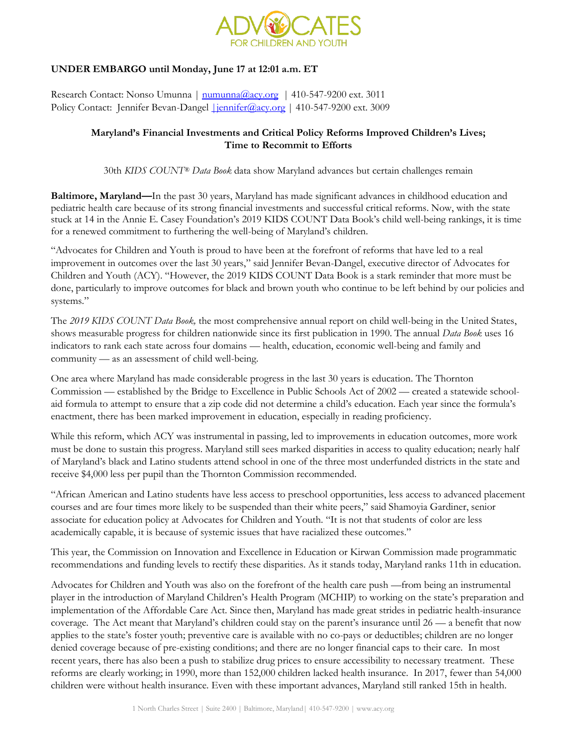ADVOCATES FOR CHILDREN AND YOUTH

**UNDER EMBARGO until Monday, June 17 at 12:01 a.m. ET**

Research Contact: Nonso Umunna | numunna@acy.org | 410-547-9200 ext. 3011
Policy Contact: Jennifer Bevan-Dangel | jennifer@acy.org | 410-547-9200 ext. 3009

**Maryland's Financial Investments and Critical Policy Reforms Improved Children's Lives; Time to Recommit to Efforts**

30th *KIDS COUNT® Data Book* data show Maryland advances but certain challenges remain

**Baltimore, Maryland—**In the past 30 years, Maryland has made significant advances in childhood education and pediatric health care because of its strong financial investments and successful critical reforms. Now, with the state stuck at 14 in the Annie E. Casey Foundation's 2019 KIDS COUNT Data Book's child well-being rankings, it is time for a renewed commitment to furthering the well-being of Maryland's children.

"Advocates for Children and Youth is proud to have been at the forefront of reforms that have led to a real improvement in outcomes over the last 30 years," said Jennifer Bevan-Dangel, executive director of Advocates for Children and Youth (ACY). "However, the 2019 KIDS COUNT Data Book is a stark reminder that more must be done, particularly to improve outcomes for black and brown youth who continue to be left behind by our policies and systems."

The *2019 KIDS COUNT Data Book,* the most comprehensive annual report on child well-being in the United States, shows measurable progress for children nationwide since its first publication in 1990. The annual *Data Book* uses 16 indicators to rank each state across four domains — health, education, economic well-being and family and community — as an assessment of child well-being.

One area where Maryland has made considerable progress in the last 30 years is education. The Thornton Commission — established by the Bridge to Excellence in Public Schools Act of 2002 — created a statewide school-aid formula to attempt to ensure that a zip code did not determine a child's education. Each year since the formula's enactment, there has been marked improvement in education, especially in reading proficiency.

While this reform, which ACY was instrumental in passing, led to improvements in education outcomes, more work must be done to sustain this progress. Maryland still sees marked disparities in access to quality education; nearly half of Maryland's black and Latino students attend school in one of the three most underfunded districts in the state and receive $4,000 less per pupil than the Thornton Commission recommended.

"African American and Latino students have less access to preschool opportunities, less access to advanced placement courses and are four times more likely to be suspended than their white peers," said Shamoyia Gardiner, senior associate for education policy at Advocates for Children and Youth. "It is not that students of color are less academically capable, it is because of systemic issues that have racialized these outcomes."

This year, the Commission on Innovation and Excellence in Education or Kirwan Commission made programmatic recommendations and funding levels to rectify these disparities. As it stands today, Maryland ranks 11th in education.

Advocates for Children and Youth was also on the forefront of the health care push —from being an instrumental player in the introduction of Maryland Children's Health Program (MCHIP) to working on the state's preparation and implementation of the Affordable Care Act. Since then, Maryland has made great strides in pediatric health-insurance coverage. The Act meant that Maryland's children could stay on the parent's insurance until 26 — a benefit that now applies to the state's foster youth; preventive care is available with no co-pays or deductibles; children are no longer denied coverage because of pre-existing conditions; and there are no longer financial caps to their care. In most recent years, there has also been a push to stabilize drug prices to ensure accessibility to necessary treatment. These reforms are clearly working; in 1990, more than 152,000 children lacked health insurance. In 2017, fewer than 54,000 children were without health insurance. Even with these important advances, Maryland still ranked 15th in health.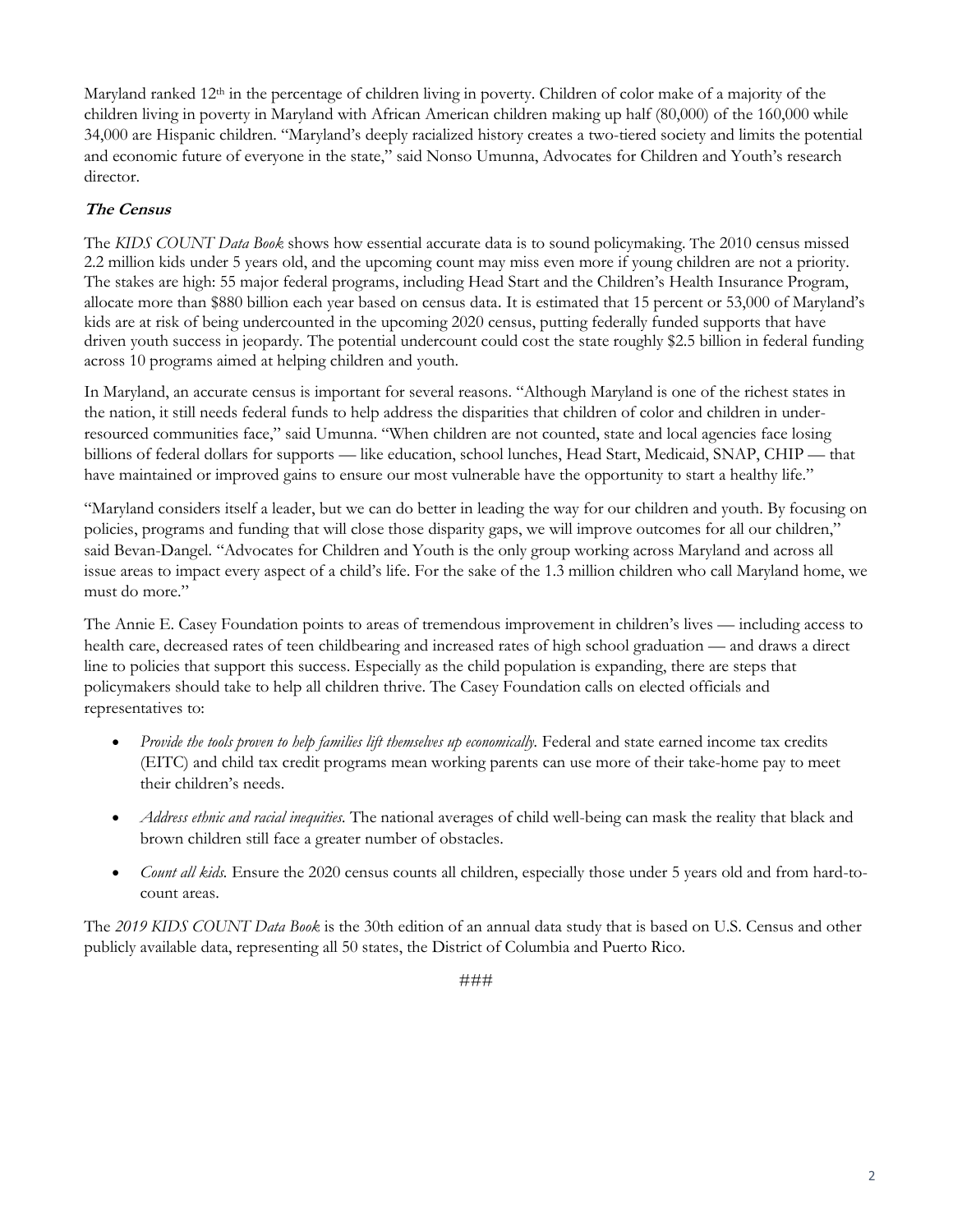Maryland ranked 12th in the percentage of children living in poverty. Children of color make of a majority of the children living in poverty in Maryland with African American children making up half (80,000) of the 160,000 while 34,000 are Hispanic children. "Maryland's deeply racialized history creates a two-tiered society and limits the potential and economic future of everyone in the state," said Nonso Umunna, Advocates for Children and Youth's research director.

***The Census***

The *KIDS COUNT Data Book* shows how essential accurate data is to sound policymaking. The 2010 census missed 2.2 million kids under 5 years old, and the upcoming count may miss even more if young children are not a priority. The stakes are high: 55 major federal programs, including Head Start and the Children's Health Insurance Program, allocate more than $880 billion each year based on census data. It is estimated that 15 percent or 53,000 of Maryland's kids are at risk of being undercounted in the upcoming 2020 census, putting federally funded supports that have driven youth success in jeopardy. The potential undercount could cost the state roughly $2.5 billion in federal funding across 10 programs aimed at helping children and youth.

In Maryland, an accurate census is important for several reasons. "Although Maryland is one of the richest states in the nation, it still needs federal funds to help address the disparities that children of color and children in under-resourced communities face," said Umunna. "When children are not counted, state and local agencies face losing billions of federal dollars for supports — like education, school lunches, Head Start, Medicaid, SNAP, CHIP — that have maintained or improved gains to ensure our most vulnerable have the opportunity to start a healthy life."

"Maryland considers itself a leader, but we can do better in leading the way for our children and youth. By focusing on policies, programs and funding that will close those disparity gaps, we will improve outcomes for all our children," said Bevan-Dangel. "Advocates for Children and Youth is the only group working across Maryland and across all issue areas to impact every aspect of a child's life. For the sake of the 1.3 million children who call Maryland home, we must do more."

The Annie E. Casey Foundation points to areas of tremendous improvement in children's lives — including access to health care, decreased rates of teen childbearing and increased rates of high school graduation — and draws a direct line to policies that support this success. Especially as the child population is expanding, there are steps that policymakers should take to help all children thrive. The Casey Foundation calls on elected officials and representatives to:

- *Provide the tools proven to help families lift themselves up economically.* Federal and state earned income tax credits (EITC) and child tax credit programs mean working parents can use more of their take-home pay to meet their children's needs.
- *Address ethnic and racial inequities.* The national averages of child well-being can mask the reality that black and brown children still face a greater number of obstacles.
- *Count all kids.* Ensure the 2020 census counts all children, especially those under 5 years old and from hard-to-count areas.

The *2019 KIDS COUNT Data Book* is the 30th edition of an annual data study that is based on U.S. Census and other publicly available data, representing all 50 states, the District of Columbia and Puerto Rico.

###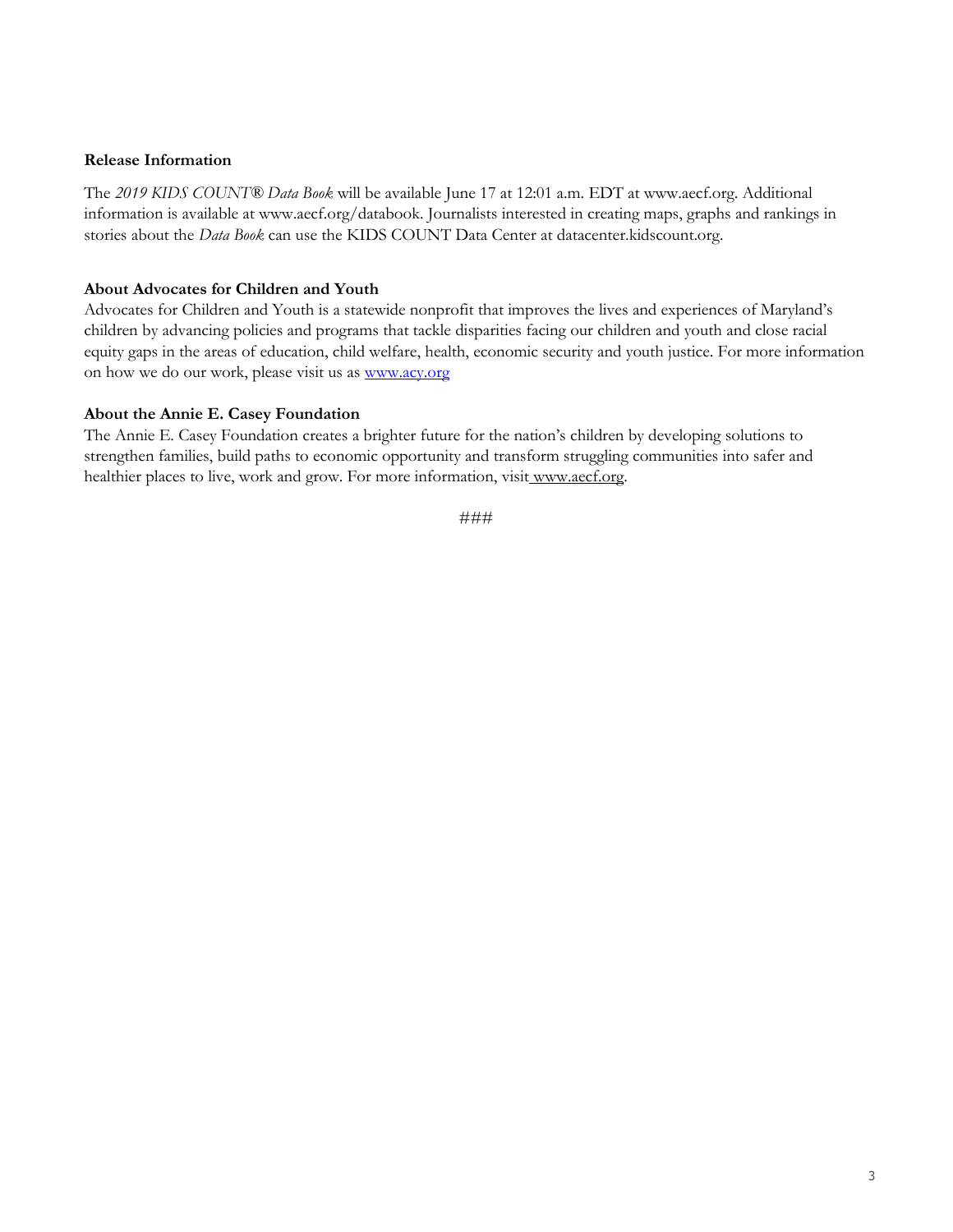**Release Information**

The *2019 KIDS COUNT® Data Book* will be available June 17 at 12:01 a.m. EDT at www.aecf.org. Additional information is available at www.aecf.org/databook. Journalists interested in creating maps, graphs and rankings in stories about the *Data Book* can use the KIDS COUNT Data Center at datacenter.kidscount.org.

**About Advocates for Children and Youth**

Advocates for Children and Youth is a statewide nonprofit that improves the lives and experiences of Maryland's children by advancing policies and programs that tackle disparities facing our children and youth and close racial equity gaps in the areas of education, child welfare, health, economic security and youth justice. For more information on how we do our work, please visit us as www.acy.org

**About the Annie E. Casey Foundation**

The Annie E. Casey Foundation creates a brighter future for the nation's children by developing solutions to strengthen families, build paths to economic opportunity and transform struggling communities into safer and healthier places to live, work and grow. For more information, visit www.aecf.org.

###